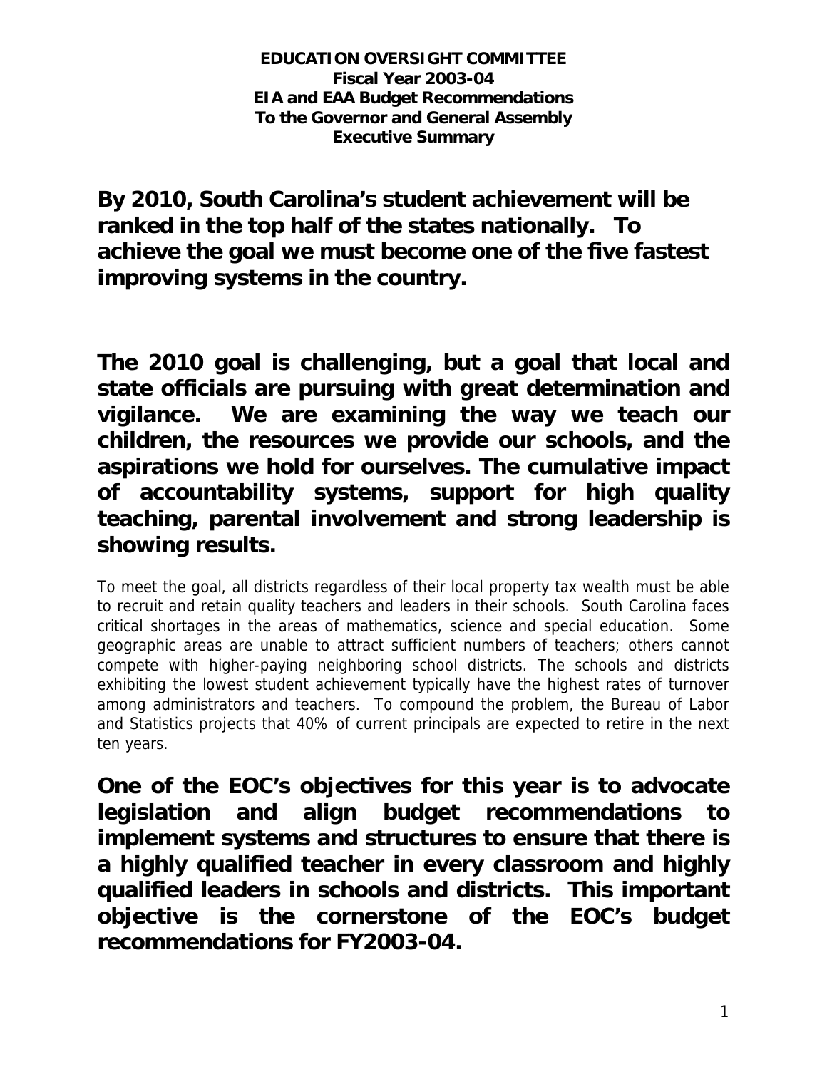**EDUCATION OVERSIGHT COMMITTEE**
**Fiscal Year 2003-04**
**EIA and EAA Budget Recommendations**
**To the Governor and General Assembly**
**Executive Summary**

**By 2010, South Carolina's student achievement will be ranked in the top half of the states nationally. To achieve the goal we must become one of the five fastest improving systems in the country.**

**The 2010 goal is challenging, but a goal that local and state officials are pursuing with great determination and vigilance. We are examining the way we teach our children, the resources we provide our schools, and the aspirations we hold for ourselves. The cumulative impact of accountability systems, support for high quality teaching, parental involvement and strong leadership is showing results.**

To meet the goal, all districts regardless of their local property tax wealth must be able to recruit and retain quality teachers and leaders in their schools. South Carolina faces critical shortages in the areas of mathematics, science and special education. Some geographic areas are unable to attract sufficient numbers of teachers; others cannot compete with higher-paying neighboring school districts. The schools and districts exhibiting the lowest student achievement typically have the highest rates of turnover among administrators and teachers. To compound the problem, the Bureau of Labor and Statistics projects that 40% of current principals are expected to retire in the next ten years.

**One of the EOC's objectives for this year is to advocate legislation and align budget recommendations to implement systems and structures to ensure that there is a highly qualified teacher in every classroom and highly qualified leaders in schools and districts. This important objective is the cornerstone of the EOC's budget recommendations for FY2003-04.**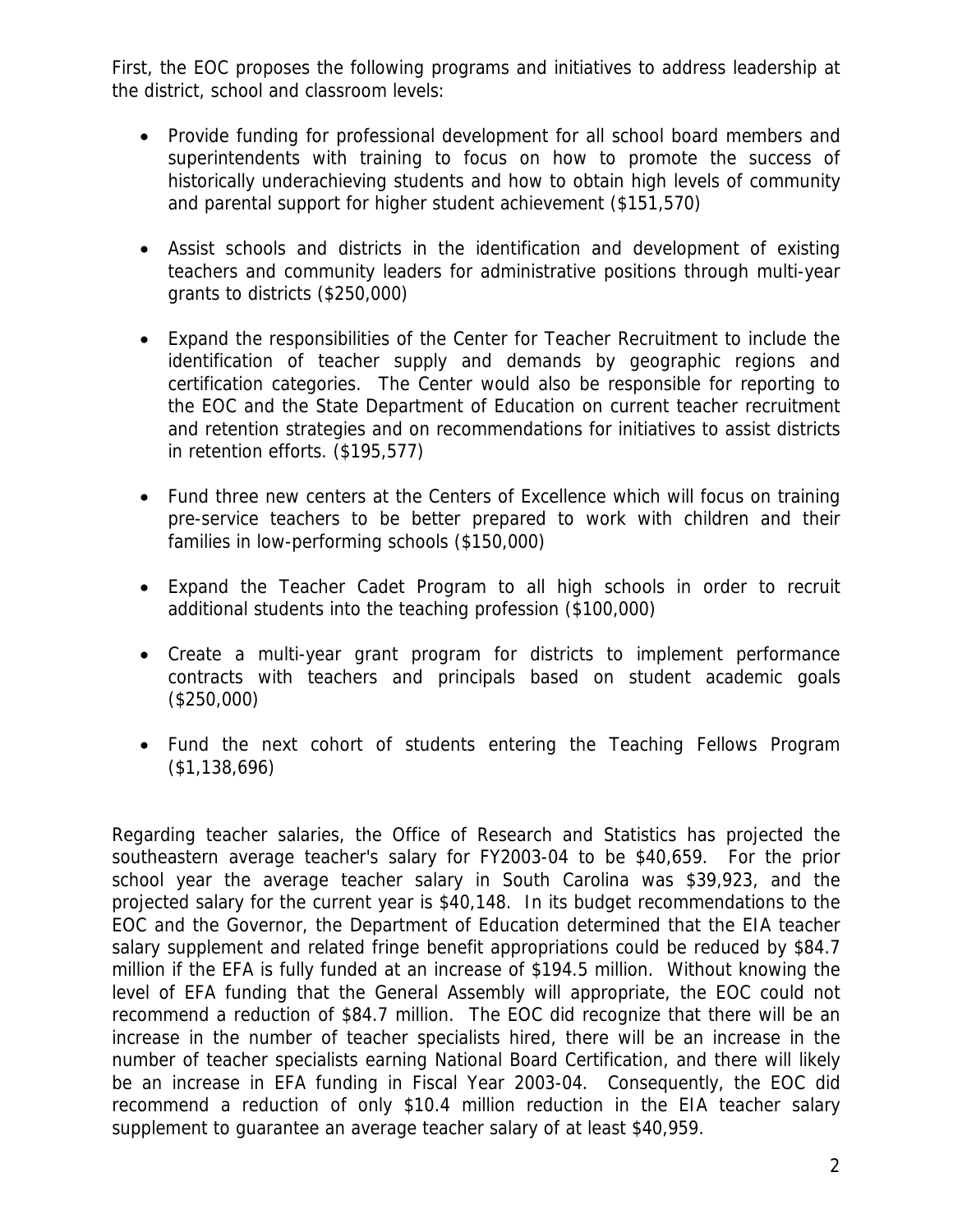First, the EOC proposes the following programs and initiatives to address leadership at the district, school and classroom levels:

- Provide funding for professional development for all school board members and superintendents with training to focus on how to promote the success of historically underachieving students and how to obtain high levels of community and parental support for higher student achievement ($151,570)

- Assist schools and districts in the identification and development of existing teachers and community leaders for administrative positions through multi-year grants to districts ($250,000)

- Expand the responsibilities of the Center for Teacher Recruitment to include the identification of teacher supply and demands by geographic regions and certification categories. The Center would also be responsible for reporting to the EOC and the State Department of Education on current teacher recruitment and retention strategies and on recommendations for initiatives to assist districts in retention efforts. ($195,577)

- Fund three new centers at the Centers of Excellence which will focus on training pre-service teachers to be better prepared to work with children and their families in low-performing schools ($150,000)

- Expand the Teacher Cadet Program to all high schools in order to recruit additional students into the teaching profession ($100,000)

- Create a multi-year grant program for districts to implement performance contracts with teachers and principals based on student academic goals ($250,000)

- Fund the next cohort of students entering the Teaching Fellows Program ($1,138,696)

Regarding teacher salaries, the Office of Research and Statistics has projected the southeastern average teacher's salary for FY2003-04 to be $40,659. For the prior school year the average teacher salary in South Carolina was $39,923, and the projected salary for the current year is $40,148. In its budget recommendations to the EOC and the Governor, the Department of Education determined that the EIA teacher salary supplement and related fringe benefit appropriations could be reduced by $84.7 million if the EFA is fully funded at an increase of $194.5 million. Without knowing the level of EFA funding that the General Assembly will appropriate, the EOC could not recommend a reduction of $84.7 million. The EOC did recognize that there will be an increase in the number of teacher specialists hired, there will be an increase in the number of teacher specialists earning National Board Certification, and there will likely be an increase in EFA funding in Fiscal Year 2003-04. Consequently, the EOC did recommend a reduction of only $10.4 million reduction in the EIA teacher salary supplement to guarantee an average teacher salary of at least $40,959.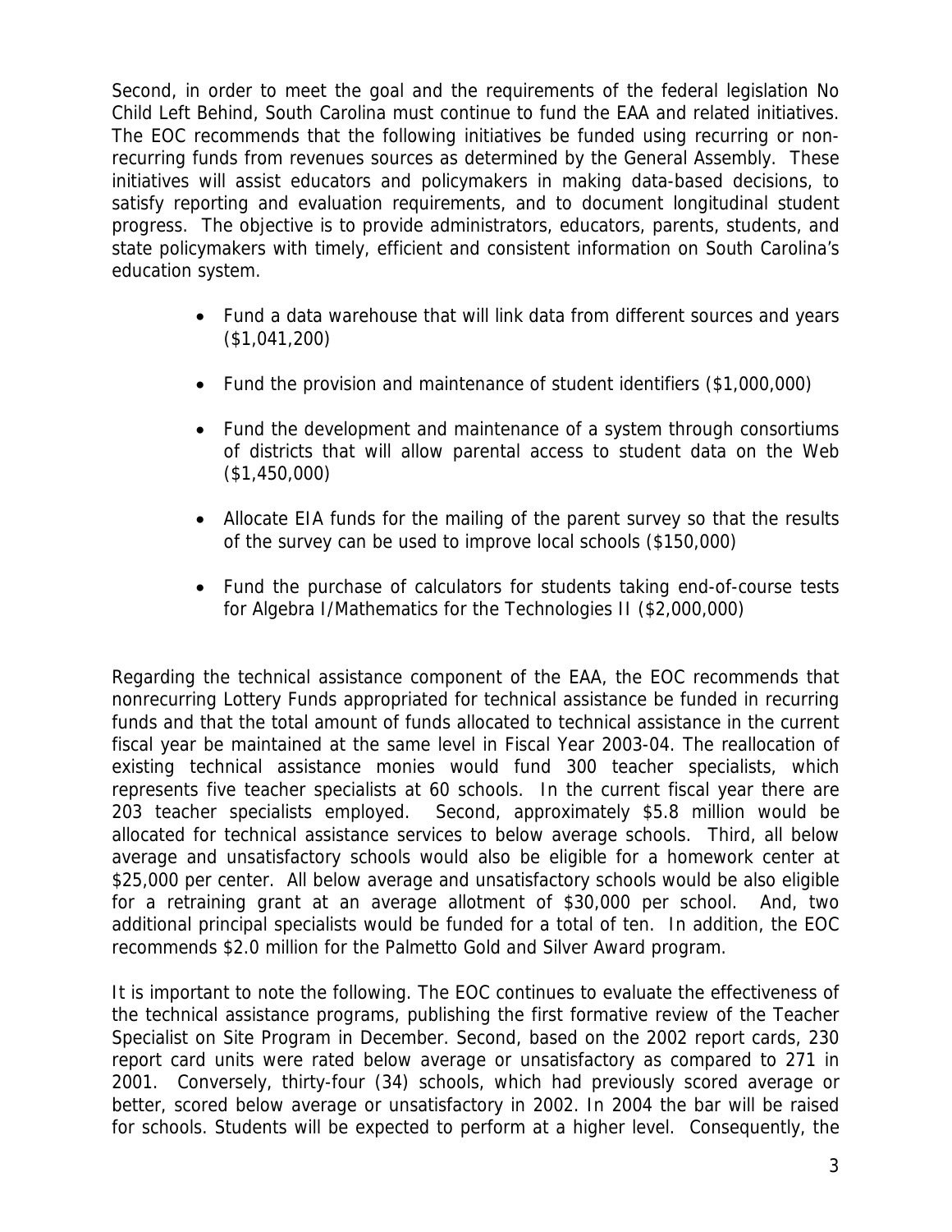Second, in order to meet the goal and the requirements of the federal legislation No Child Left Behind, South Carolina must continue to fund the EAA and related initiatives. The EOC recommends that the following initiatives be funded using recurring or non-recurring funds from revenues sources as determined by the General Assembly. These initiatives will assist educators and policymakers in making data-based decisions, to satisfy reporting and evaluation requirements, and to document longitudinal student progress. The objective is to provide administrators, educators, parents, students, and state policymakers with timely, efficient and consistent information on South Carolina's education system.

- Fund a data warehouse that will link data from different sources and years ($1,041,200)
- Fund the provision and maintenance of student identifiers ($1,000,000)
- Fund the development and maintenance of a system through consortiums of districts that will allow parental access to student data on the Web ($1,450,000)
- Allocate EIA funds for the mailing of the parent survey so that the results of the survey can be used to improve local schools ($150,000)
- Fund the purchase of calculators for students taking end-of-course tests for Algebra I/Mathematics for the Technologies II ($2,000,000)

Regarding the technical assistance component of the EAA, the EOC recommends that nonrecurring Lottery Funds appropriated for technical assistance be funded in recurring funds and that the total amount of funds allocated to technical assistance in the current fiscal year be maintained at the same level in Fiscal Year 2003-04. The reallocation of existing technical assistance monies would fund 300 teacher specialists, which represents five teacher specialists at 60 schools. In the current fiscal year there are 203 teacher specialists employed. Second, approximately $5.8 million would be allocated for technical assistance services to below average schools. Third, all below average and unsatisfactory schools would also be eligible for a homework center at $25,000 per center. All below average and unsatisfactory schools would be also eligible for a retraining grant at an average allotment of $30,000 per school. And, two additional principal specialists would be funded for a total of ten. In addition, the EOC recommends $2.0 million for the Palmetto Gold and Silver Award program.

It is important to note the following. The EOC continues to evaluate the effectiveness of the technical assistance programs, publishing the first formative review of the Teacher Specialist on Site Program in December. Second, based on the 2002 report cards, 230 report card units were rated below average or unsatisfactory as compared to 271 in 2001. Conversely, thirty-four (34) schools, which had previously scored average or better, scored below average or unsatisfactory in 2002. In 2004 the bar will be raised for schools. Students will be expected to perform at a higher level. Consequently, the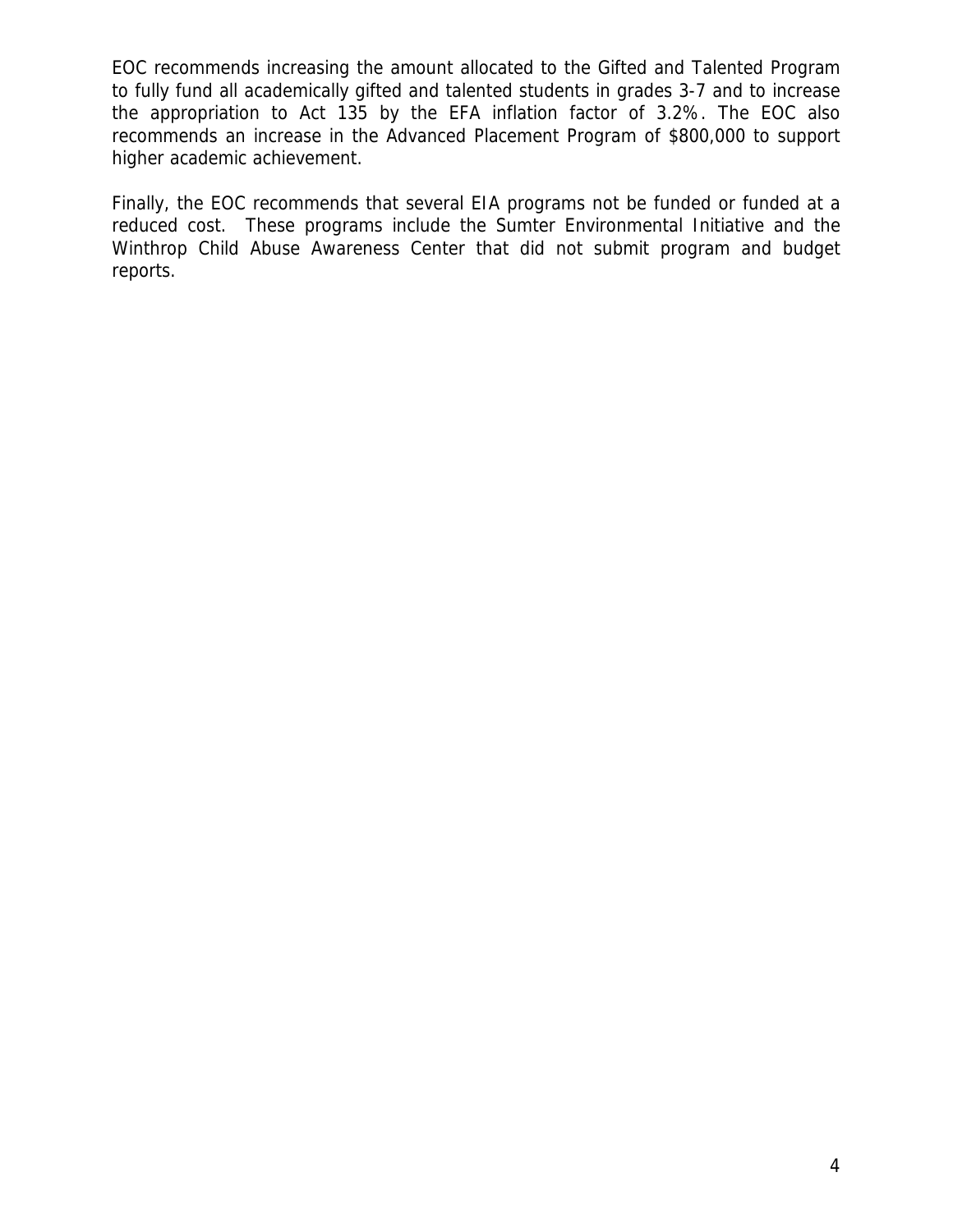EOC recommends increasing the amount allocated to the Gifted and Talented Program to fully fund all academically gifted and talented students in grades 3-7 and to increase the appropriation to Act 135 by the EFA inflation factor of 3.2%. The EOC also recommends an increase in the Advanced Placement Program of $800,000 to support higher academic achievement.

Finally, the EOC recommends that several EIA programs not be funded or funded at a reduced cost. These programs include the Sumter Environmental Initiative and the Winthrop Child Abuse Awareness Center that did not submit program and budget reports.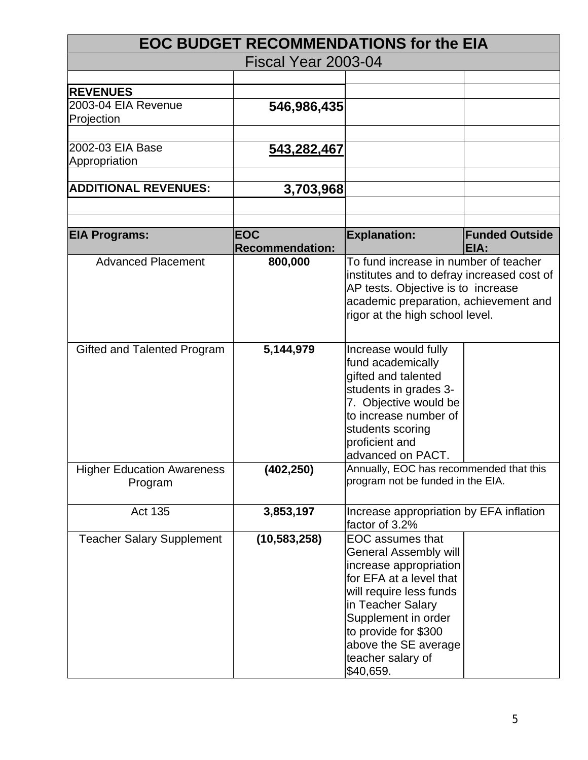# EOC BUDGET RECOMMENDATIONS for the EIA

## Fiscal Year 2003-04

| | | | |
|---|---|---|---|
| **REVENUES** | | | |
| 2003-04 EIA Revenue Projection | **546,986,435** | | |
| 2002-03 EIA Base Appropriation | **543,282,467** | | |
| **ADDITIONAL REVENUES:** | **3,703,968** | | |

| EIA Programs: | EOC Recommendation: | Explanation: | Funded Outside EIA: |
|---|---|---|---|
| Advanced Placement | **800,000** | To fund increase in number of teacher institutes and to defray increased cost of AP tests. Objective is to increase academic preparation, achievement and rigor at the high school level. | |
| Gifted and Talented Program | **5,144,979** | Increase would fully fund academically gifted and talented students in grades 3-7. Objective would be to increase number of students scoring proficient and advanced on PACT. | |
| Higher Education Awareness Program | **(402,250)** | Annually, EOC has recommended that this program not be funded in the EIA. | |
| Act 135 | **3,853,197** | Increase appropriation by EFA inflation factor of 3.2% | |
| Teacher Salary Supplement | **(10,583,258)** | EOC assumes that General Assembly will increase appropriation for EFA at a level that will require less funds in Teacher Salary Supplement in order to provide for $300 above the SE average teacher salary of $40,659. | |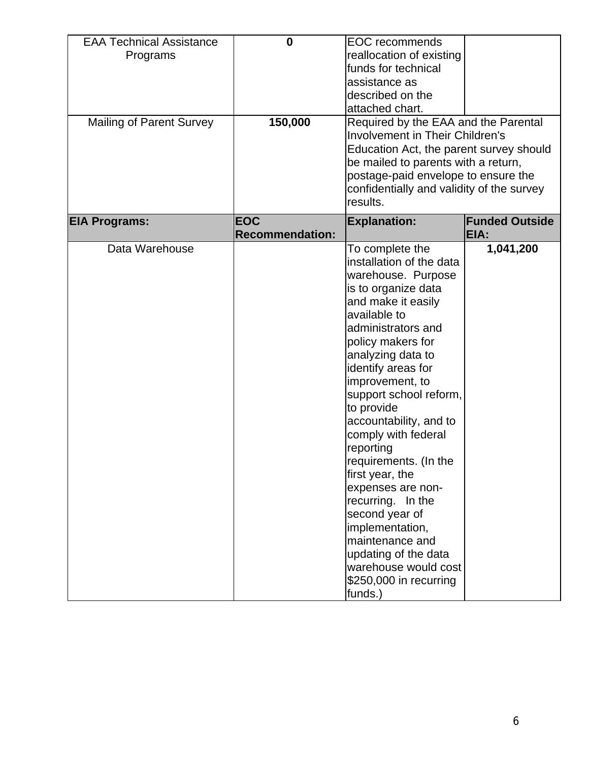| | | | |
|---|---|---|---|
| EAA Technical Assistance Programs | **0** | EOC recommends reallocation of existing funds for technical assistance as described on the attached chart. | |
| Mailing of Parent Survey | **150,000** | Required by the EAA and the Parental Involvement in Their Children's Education Act, the parent survey should be mailed to parents with a return, postage-paid envelope to ensure the confidentially and validity of the survey results. | |
| **EIA Programs:** | **EOC Recommendation:** | **Explanation:** | **Funded Outside EIA:** |
| Data Warehouse | | To complete the installation of the data warehouse. Purpose is to organize data and make it easily available to administrators and policy makers for analyzing data to identify areas for improvement, to support school reform, to provide accountability, and to comply with federal reporting requirements. (In the first year, the expenses are non-recurring. In the second year of implementation, maintenance and updating of the data warehouse would cost $250,000 in recurring funds.) | **1,041,200** |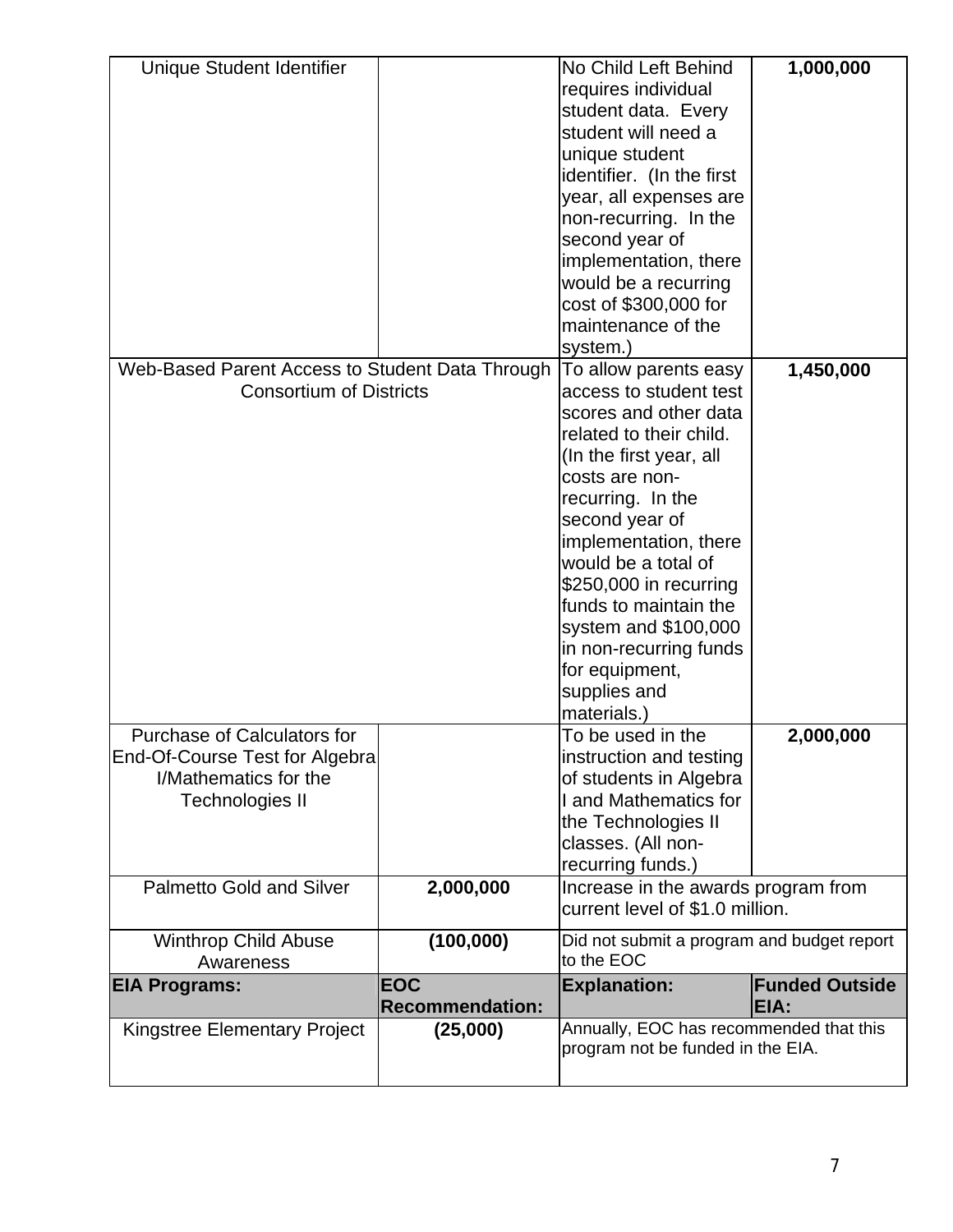| Unique Student Identifier | | No Child Left Behind requires individual student data. Every student will need a unique student identifier. (In the first year, all expenses are non-recurring. In the second year of implementation, there would be a recurring cost of $300,000 for maintenance of the system.) | **1,000,000** |
|---|---|---|---|
| Web-Based Parent Access to Student Data Through Consortium of Districts | | To allow parents easy access to student test scores and other data related to their child. (In the first year, all costs are non-recurring. In the second year of implementation, there would be a total of $250,000 in recurring funds to maintain the system and $100,000 in non-recurring funds for equipment, supplies and materials.) | **1,450,000** |
| Purchase of Calculators for End-Of-Course Test for Algebra I/Mathematics for the Technologies II | | To be used in the instruction and testing of students in Algebra I and Mathematics for the Technologies II classes. (All non-recurring funds.) | **2,000,000** |
| Palmetto Gold and Silver | **2,000,000** | Increase in the awards program from current level of $1.0 million. | |
| Winthrop Child Abuse Awareness | **(100,000)** | Did not submit a program and budget report to the EOC | |
| **EIA Programs:** | **EOC Recommendation:** | **Explanation:** | **Funded Outside EIA:** |
| Kingstree Elementary Project | **(25,000)** | Annually, EOC has recommended that this program not be funded in the EIA. | |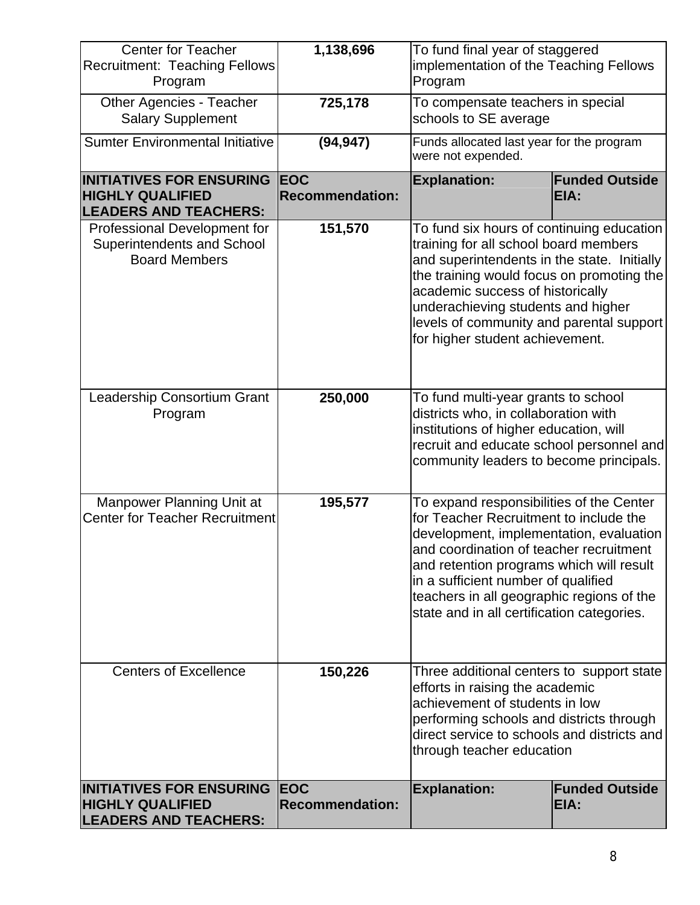| | | | |
|---|---|---|---|
| Center for Teacher Recruitment: Teaching Fellows Program | **1,138,696** | To fund final year of staggered implementation of the Teaching Fellows Program | |
| Other Agencies - Teacher Salary Supplement | **725,178** | To compensate teachers in special schools to SE average | |
| Sumter Environmental Initiative | **(94,947)** | Funds allocated last year for the program were not expended. | |
| **INITIATIVES FOR ENSURING HIGHLY QUALIFIED LEADERS AND TEACHERS:** | **EOC Recommendation:** | **Explanation:** | **Funded Outside EIA:** |
| Professional Development for Superintendents and School Board Members | **151,570** | To fund six hours of continuing education training for all school board members and superintendents in the state. Initially the training would focus on promoting the academic success of historically underachieving students and higher levels of community and parental support for higher student achievement. | |
| Leadership Consortium Grant Program | **250,000** | To fund multi-year grants to school districts who, in collaboration with institutions of higher education, will recruit and educate school personnel and community leaders to become principals. | |
| Manpower Planning Unit at Center for Teacher Recruitment | **195,577** | To expand responsibilities of the Center for Teacher Recruitment to include the development, implementation, evaluation and coordination of teacher recruitment and retention programs which will result in a sufficient number of qualified teachers in all geographic regions of the state and in all certification categories. | |
| Centers of Excellence | **150,226** | Three additional centers to support state efforts in raising the academic achievement of students in low performing schools and districts through direct service to schools and districts and through teacher education | |
| **INITIATIVES FOR ENSURING HIGHLY QUALIFIED LEADERS AND TEACHERS:** | **EOC Recommendation:** | **Explanation:** | **Funded Outside EIA:** |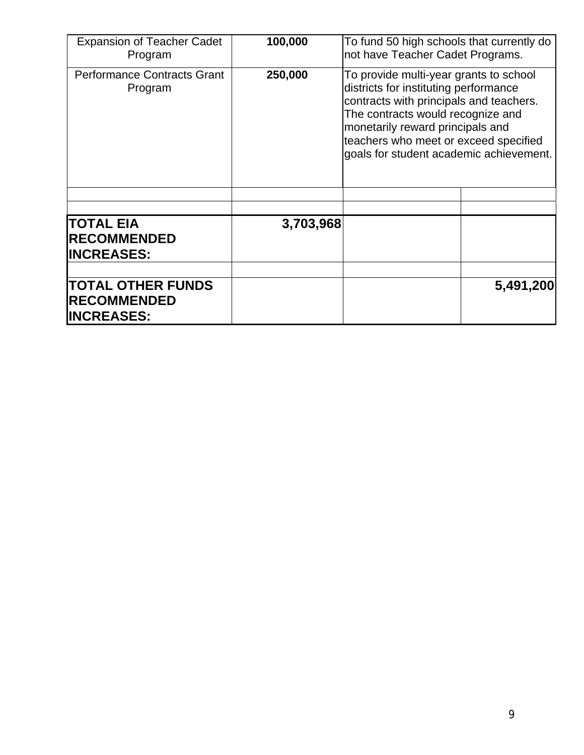| | | | |
|---|---|---|---|
| Expansion of Teacher Cadet Program | **100,000** | To fund 50 high schools that currently do not have Teacher Cadet Programs. | |
| Performance Contracts Grant Program | **250,000** | To provide multi-year grants to school districts for instituting performance contracts with principals and teachers. The contracts would recognize and monetarily reward principals and teachers who meet or exceed specified goals for student academic achievement. | |
| | | | |
| | | | |
| **TOTAL EIA RECOMMENDED INCREASES:** | **3,703,968** | | |
| | | | |
| **TOTAL OTHER FUNDS RECOMMENDED INCREASES:** | | | **5,491,200** |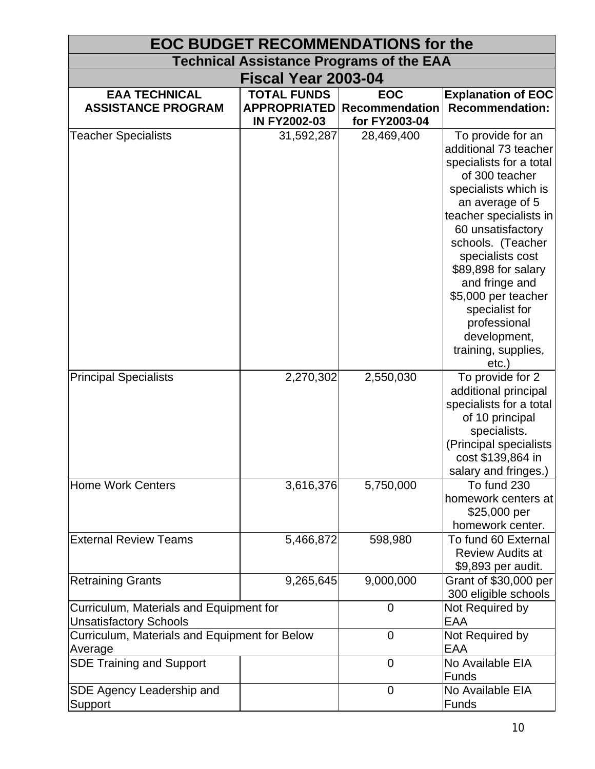# EOC BUDGET RECOMMENDATIONS for the

## Technical Assistance Programs of the EAA

## Fiscal Year 2003-04

| EAA TECHNICAL ASSISTANCE PROGRAM | TOTAL FUNDS APPROPRIATED IN FY2002-03 | EOC Recommendation for FY2003-04 | Explanation of EOC Recommendation: |
|---|---|---|---|
| Teacher Specialists | 31,592,287 | 28,469,400 | To provide for an additional 73 teacher specialists for a total of 300 teacher specialists which is an average of 5 teacher specialists in 60 unsatisfactory schools. (Teacher specialists cost \$89,898 for salary and fringe and \$5,000 per teacher specialist for professional development, training, supplies, etc.) |
| Principal Specialists | 2,270,302 | 2,550,030 | To provide for 2 additional principal specialists for a total of 10 principal specialists. (Principal specialists cost \$139,864 in salary and fringes.) |
| Home Work Centers | 3,616,376 | 5,750,000 | To fund 230 homework centers at \$25,000 per homework center. |
| External Review Teams | 5,466,872 | 598,980 | To fund 60 External Review Audits at \$9,893 per audit. |
| Retraining Grants | 9,265,645 | 9,000,000 | Grant of \$30,000 per 300 eligible schools |
| Curriculum, Materials and Equipment for Unsatisfactory Schools | | 0 | Not Required by EAA |
| Curriculum, Materials and Equipment for Below Average | | 0 | Not Required by EAA |
| SDE Training and Support | | 0 | No Available EIA Funds |
| SDE Agency Leadership and Support | | 0 | No Available EIA Funds |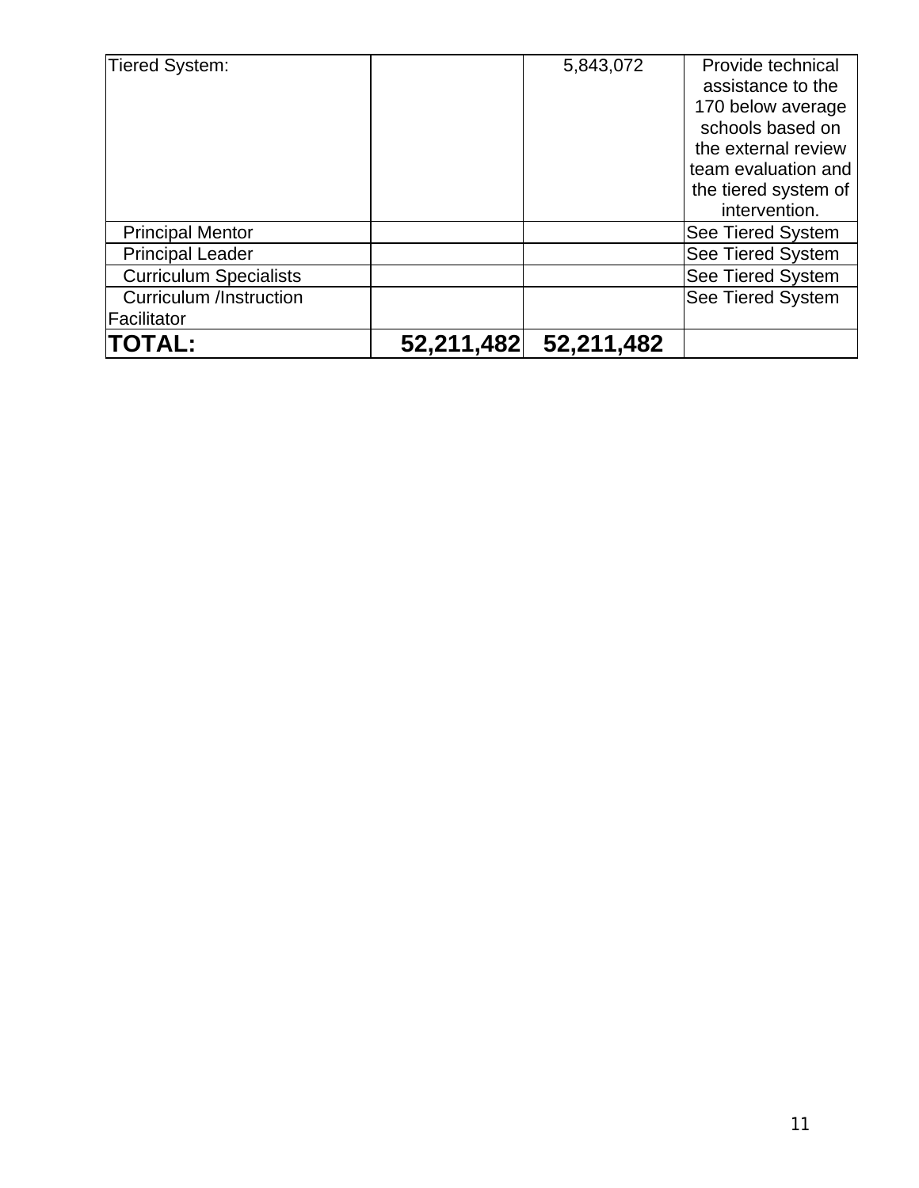| | | | |
|---|---|---|---|
| Tiered System: | | 5,843,072 | Provide technical assistance to the 170 below average schools based on the external review team evaluation and the tiered system of intervention. |
| Principal Mentor | | | See Tiered System |
| Principal Leader | | | See Tiered System |
| Curriculum Specialists | | | See Tiered System |
| Curriculum /Instruction Facilitator | | | See Tiered System |
| **TOTAL:** | **52,211,482** | **52,211,482** | |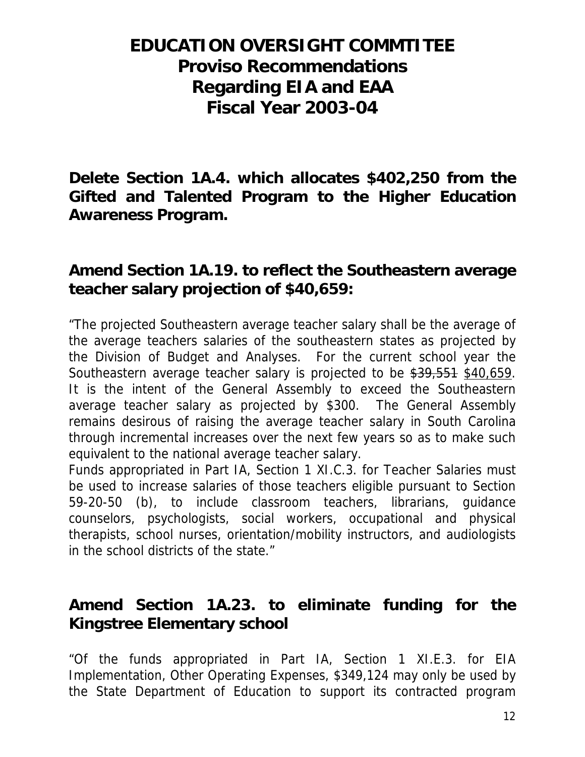# EDUCATION OVERSIGHT COMMTITEE
# Proviso Recommendations
# Regarding EIA and EAA
# Fiscal Year 2003-04

## Delete Section 1A.4. which allocates $402,250 from the Gifted and Talented Program to the Higher Education Awareness Program.

## Amend Section 1A.19. to reflect the Southeastern average teacher salary projection of $40,659:

"The projected Southeastern average teacher salary shall be the average of the average teachers salaries of the southeastern states as projected by the Division of Budget and Analyses. For the current school year the Southeastern average teacher salary is projected to be ~~$39,551~~ <u>$40,659</u>. It is the intent of the General Assembly to exceed the Southeastern average teacher salary as projected by $300. The General Assembly remains desirous of raising the average teacher salary in South Carolina through incremental increases over the next few years so as to make such equivalent to the national average teacher salary.
Funds appropriated in Part IA, Section 1 XI.C.3. for Teacher Salaries must be used to increase salaries of those teachers eligible pursuant to Section 59-20-50 (b), to include classroom teachers, librarians, guidance counselors, psychologists, social workers, occupational and physical therapists, school nurses, orientation/mobility instructors, and audiologists in the school districts of the state."

## Amend Section 1A.23. to eliminate funding for the Kingstree Elementary school

"Of the funds appropriated in Part IA, Section 1 XI.E.3. for EIA Implementation, Other Operating Expenses, $349,124 may only be used by the State Department of Education to support its contracted program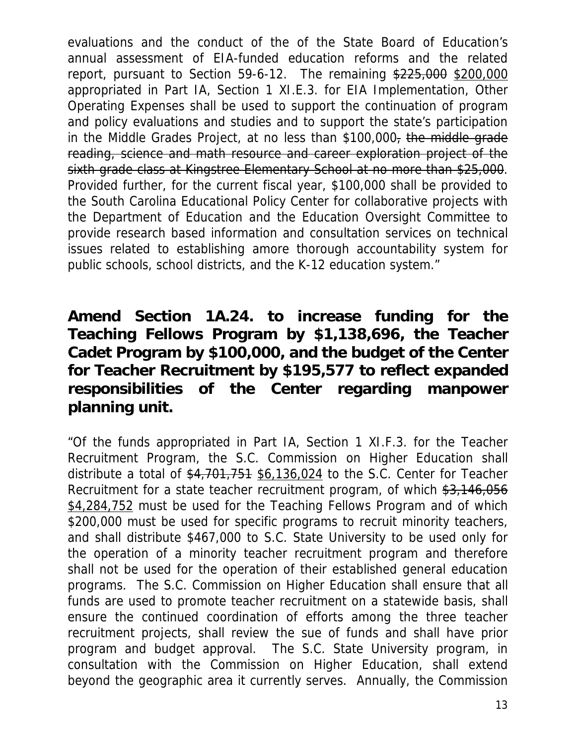evaluations and the conduct of the of the State Board of Education's annual assessment of EIA-funded education reforms and the related report, pursuant to Section 59-6-12. The remaining ~~$225,000~~ <u>$200,000</u> appropriated in Part IA, Section 1 XI.E.3. for EIA Implementation, Other Operating Expenses shall be used to support the continuation of program and policy evaluations and studies and to support the state's participation in the Middle Grades Project, at no less than $100,000~~, the middle grade reading, science and math resource and career exploration project of the sixth grade class at Kingstree Elementary School at no more than $25,000~~. Provided further, for the current fiscal year, $100,000 shall be provided to the South Carolina Educational Policy Center for collaborative projects with the Department of Education and the Education Oversight Committee to provide research based information and consultation services on technical issues related to establishing amore thorough accountability system for public schools, school districts, and the K-12 education system."

## Amend Section 1A.24. to increase funding for the Teaching Fellows Program by $1,138,696, the Teacher Cadet Program by $100,000, and the budget of the Center for Teacher Recruitment by $195,577 to reflect expanded responsibilities of the Center regarding manpower planning unit.

"Of the funds appropriated in Part IA, Section 1 XI.F.3. for the Teacher Recruitment Program, the S.C. Commission on Higher Education shall distribute a total of ~~$4,701,751~~ <u>$6,136,024</u> to the S.C. Center for Teacher Recruitment for a state teacher recruitment program, of which ~~$3,146,056~~ <u>$4,284,752</u> must be used for the Teaching Fellows Program and of which $200,000 must be used for specific programs to recruit minority teachers, and shall distribute $467,000 to S.C. State University to be used only for the operation of a minority teacher recruitment program and therefore shall not be used for the operation of their established general education programs. The S.C. Commission on Higher Education shall ensure that all funds are used to promote teacher recruitment on a statewide basis, shall ensure the continued coordination of efforts among the three teacher recruitment projects, shall review the sue of funds and shall have prior program and budget approval. The S.C. State University program, in consultation with the Commission on Higher Education, shall extend beyond the geographic area it currently serves. Annually, the Commission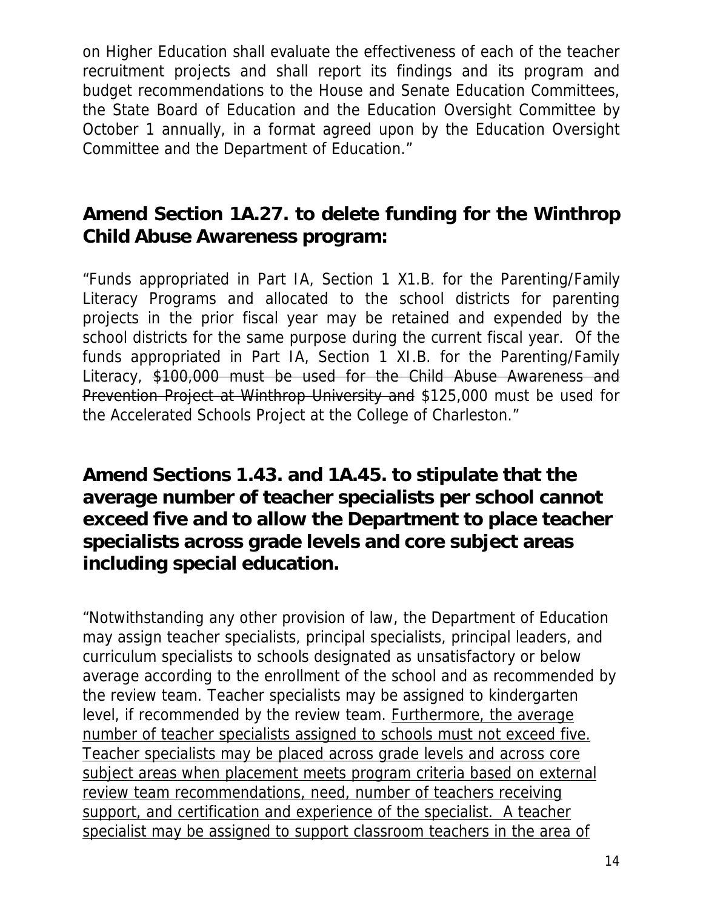on Higher Education shall evaluate the effectiveness of each of the teacher recruitment projects and shall report its findings and its program and budget recommendations to the House and Senate Education Committees, the State Board of Education and the Education Oversight Committee by October 1 annually, in a format agreed upon by the Education Oversight Committee and the Department of Education."

## Amend Section 1A.27. to delete funding for the Winthrop Child Abuse Awareness program:

"Funds appropriated in Part IA, Section 1 X1.B. for the Parenting/Family Literacy Programs and allocated to the school districts for parenting projects in the prior fiscal year may be retained and expended by the school districts for the same purpose during the current fiscal year. Of the funds appropriated in Part IA, Section 1 XI.B. for the Parenting/Family Literacy, ~~$100,000 must be used for the Child Abuse Awareness and Prevention Project at Winthrop University and~~ $125,000 must be used for the Accelerated Schools Project at the College of Charleston."

## Amend Sections 1.43. and 1A.45. to stipulate that the average number of teacher specialists per school cannot exceed five and to allow the Department to place teacher specialists across grade levels and core subject areas including special education.

"Notwithstanding any other provision of law, the Department of Education may assign teacher specialists, principal specialists, principal leaders, and curriculum specialists to schools designated as unsatisfactory or below average according to the enrollment of the school and as recommended by the review team. Teacher specialists may be assigned to kindergarten level, if recommended by the review team. <u>Furthermore, the average number of teacher specialists assigned to schools must not exceed five. Teacher specialists may be placed across grade levels and across core subject areas when placement meets program criteria based on external review team recommendations, need, number of teachers receiving support, and certification and experience of the specialist. A teacher specialist may be assigned to support classroom teachers in the area of</u>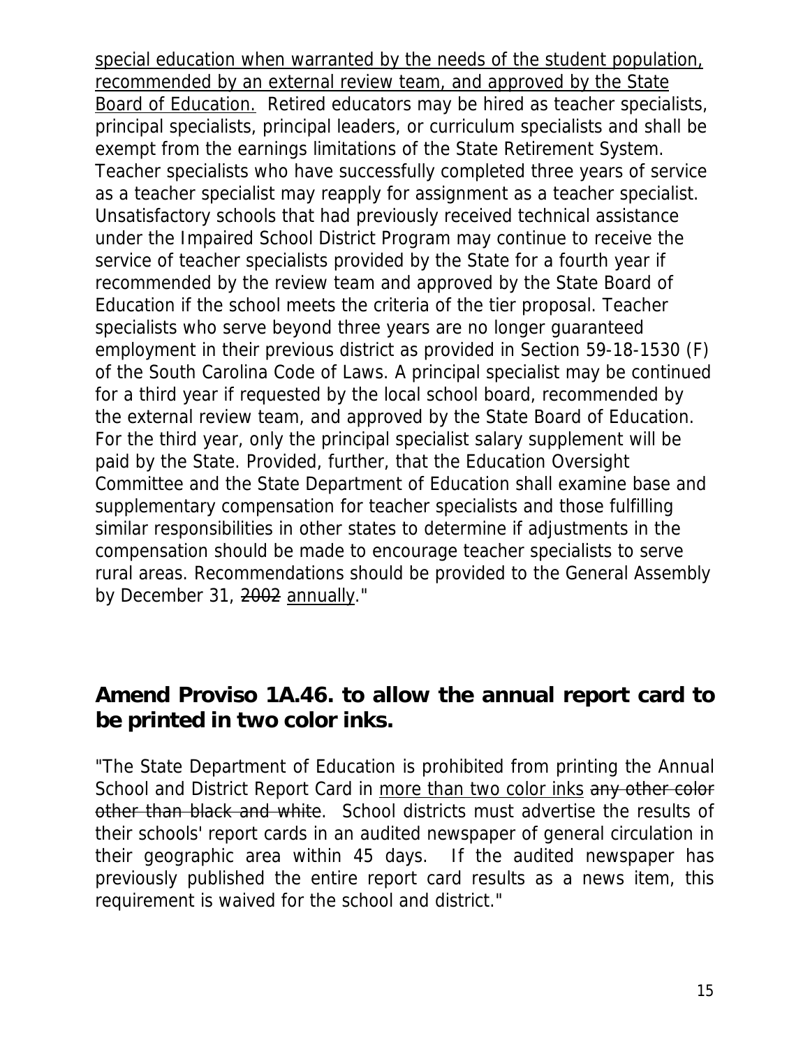<u>special education when warranted by the needs of the student population, recommended by an external review team, and approved by the State Board of Education.</u> Retired educators may be hired as teacher specialists, principal specialists, principal leaders, or curriculum specialists and shall be exempt from the earnings limitations of the State Retirement System. Teacher specialists who have successfully completed three years of service as a teacher specialist may reapply for assignment as a teacher specialist. Unsatisfactory schools that had previously received technical assistance under the Impaired School District Program may continue to receive the service of teacher specialists provided by the State for a fourth year if recommended by the review team and approved by the State Board of Education if the school meets the criteria of the tier proposal. Teacher specialists who serve beyond three years are no longer guaranteed employment in their previous district as provided in Section 59-18-1530 (F) of the South Carolina Code of Laws. A principal specialist may be continued for a third year if requested by the local school board, recommended by the external review team, and approved by the State Board of Education. For the third year, only the principal specialist salary supplement will be paid by the State. Provided, further, that the Education Oversight Committee and the State Department of Education shall examine base and supplementary compensation for teacher specialists and those fulfilling similar responsibilities in other states to determine if adjustments in the compensation should be made to encourage teacher specialists to serve rural areas. Recommendations should be provided to the General Assembly by December 31, ~~2002~~ <u>annually</u>."

## Amend Proviso 1A.46. to allow the annual report card to be printed in two color inks.

"The State Department of Education is prohibited from printing the Annual School and District Report Card in <u>more than two color inks</u> ~~any other color other than black and white~~. School districts must advertise the results of their schools' report cards in an audited newspaper of general circulation in their geographic area within 45 days. If the audited newspaper has previously published the entire report card results as a news item, this requirement is waived for the school and district."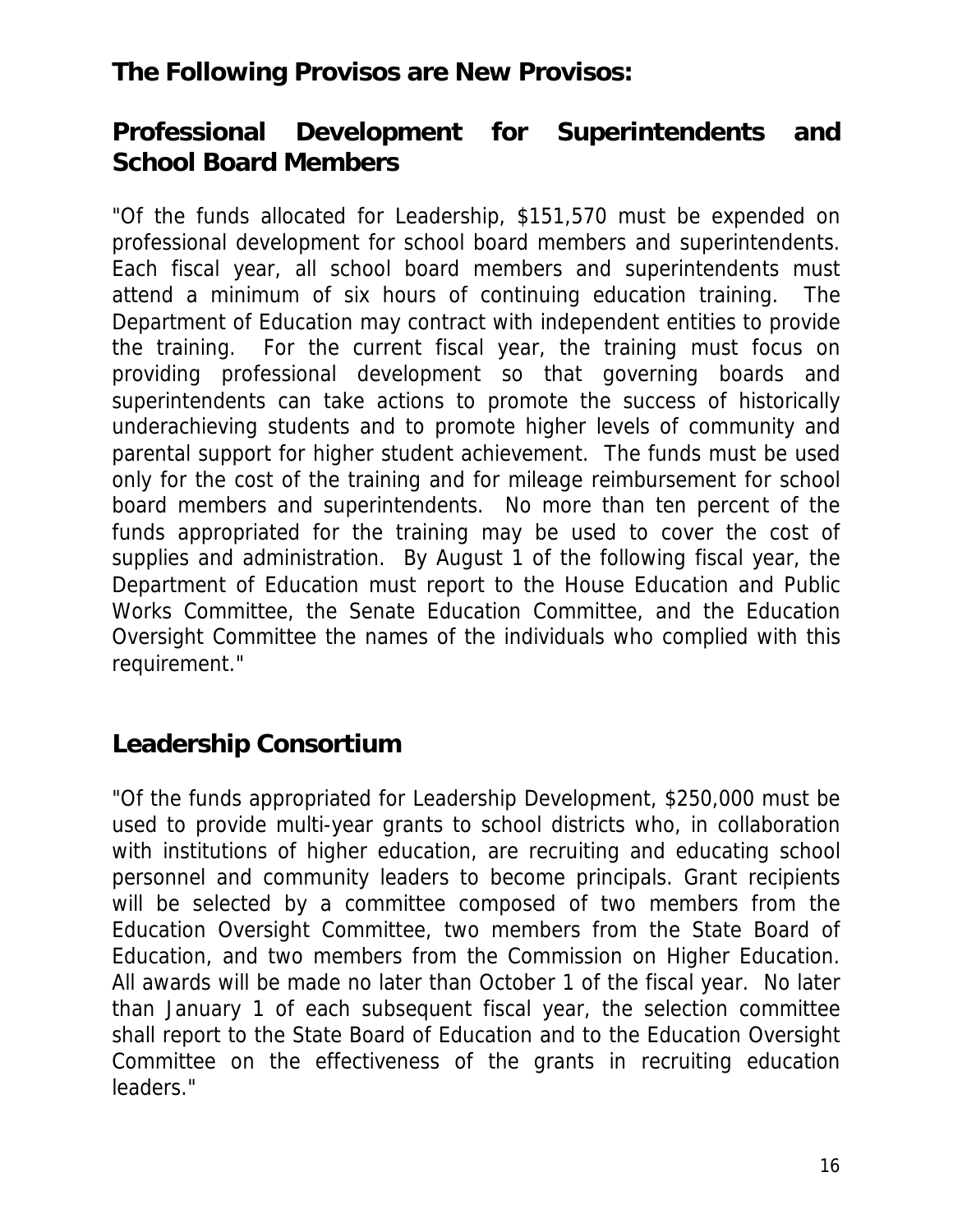## The Following Provisos are New Provisos:

## Professional Development for Superintendents and School Board Members

"Of the funds allocated for Leadership, $151,570 must be expended on professional development for school board members and superintendents. Each fiscal year, all school board members and superintendents must attend a minimum of six hours of continuing education training. The Department of Education may contract with independent entities to provide the training. For the current fiscal year, the training must focus on providing professional development so that governing boards and superintendents can take actions to promote the success of historically underachieving students and to promote higher levels of community and parental support for higher student achievement. The funds must be used only for the cost of the training and for mileage reimbursement for school board members and superintendents. No more than ten percent of the funds appropriated for the training may be used to cover the cost of supplies and administration. By August 1 of the following fiscal year, the Department of Education must report to the House Education and Public Works Committee, the Senate Education Committee, and the Education Oversight Committee the names of the individuals who complied with this requirement."

## Leadership Consortium

"Of the funds appropriated for Leadership Development, $250,000 must be used to provide multi-year grants to school districts who, in collaboration with institutions of higher education, are recruiting and educating school personnel and community leaders to become principals. Grant recipients will be selected by a committee composed of two members from the Education Oversight Committee, two members from the State Board of Education, and two members from the Commission on Higher Education. All awards will be made no later than October 1 of the fiscal year. No later than January 1 of each subsequent fiscal year, the selection committee shall report to the State Board of Education and to the Education Oversight Committee on the effectiveness of the grants in recruiting education leaders."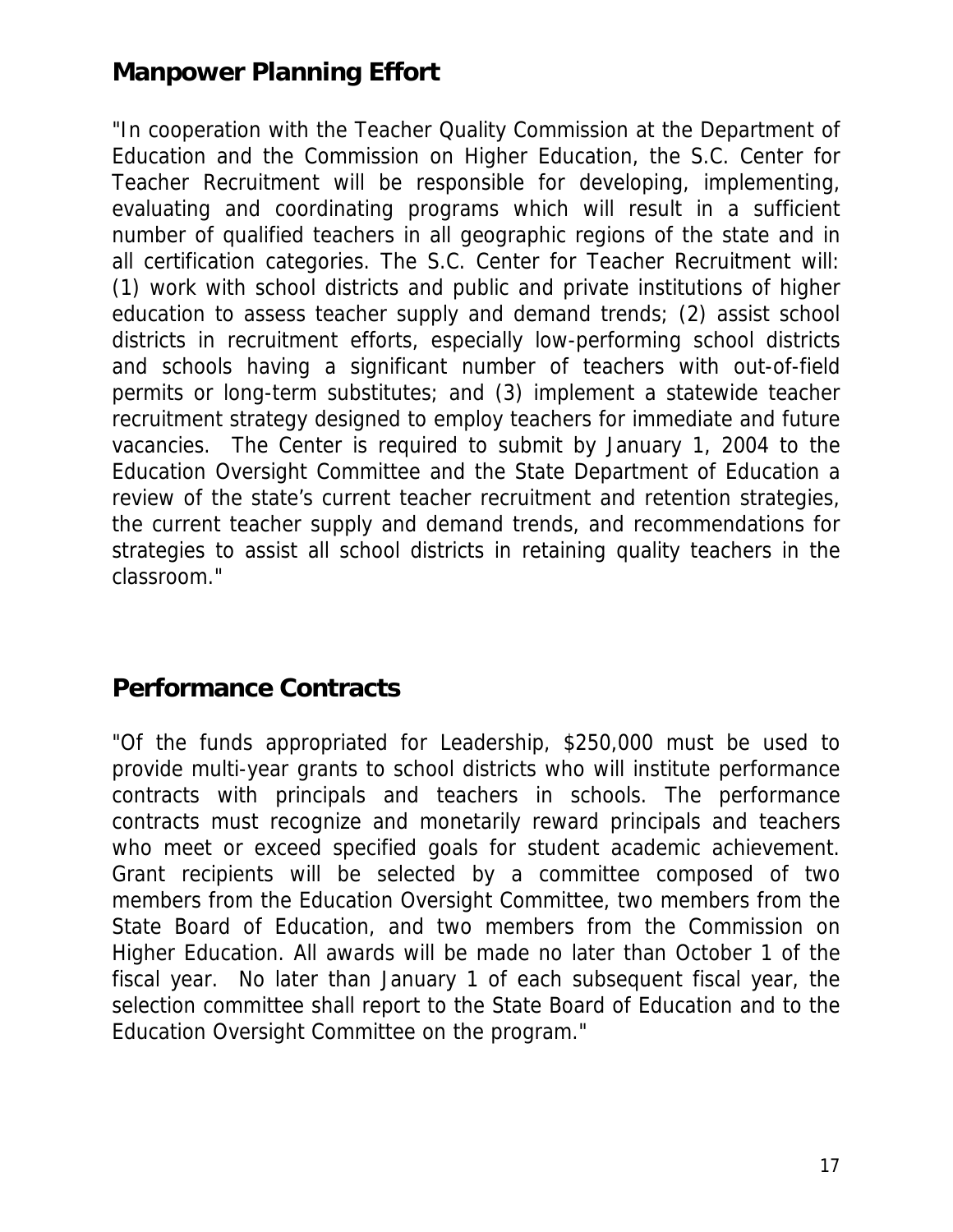## Manpower Planning Effort

"In cooperation with the Teacher Quality Commission at the Department of Education and the Commission on Higher Education, the S.C. Center for Teacher Recruitment will be responsible for developing, implementing, evaluating and coordinating programs which will result in a sufficient number of qualified teachers in all geographic regions of the state and in all certification categories. The S.C. Center for Teacher Recruitment will: (1) work with school districts and public and private institutions of higher education to assess teacher supply and demand trends; (2) assist school districts in recruitment efforts, especially low-performing school districts and schools having a significant number of teachers with out-of-field permits or long-term substitutes; and (3) implement a statewide teacher recruitment strategy designed to employ teachers for immediate and future vacancies. The Center is required to submit by January 1, 2004 to the Education Oversight Committee and the State Department of Education a review of the state's current teacher recruitment and retention strategies, the current teacher supply and demand trends, and recommendations for strategies to assist all school districts in retaining quality teachers in the classroom."

## Performance Contracts

"Of the funds appropriated for Leadership, $250,000 must be used to provide multi-year grants to school districts who will institute performance contracts with principals and teachers in schools. The performance contracts must recognize and monetarily reward principals and teachers who meet or exceed specified goals for student academic achievement. Grant recipients will be selected by a committee composed of two members from the Education Oversight Committee, two members from the State Board of Education, and two members from the Commission on Higher Education. All awards will be made no later than October 1 of the fiscal year. No later than January 1 of each subsequent fiscal year, the selection committee shall report to the State Board of Education and to the Education Oversight Committee on the program."